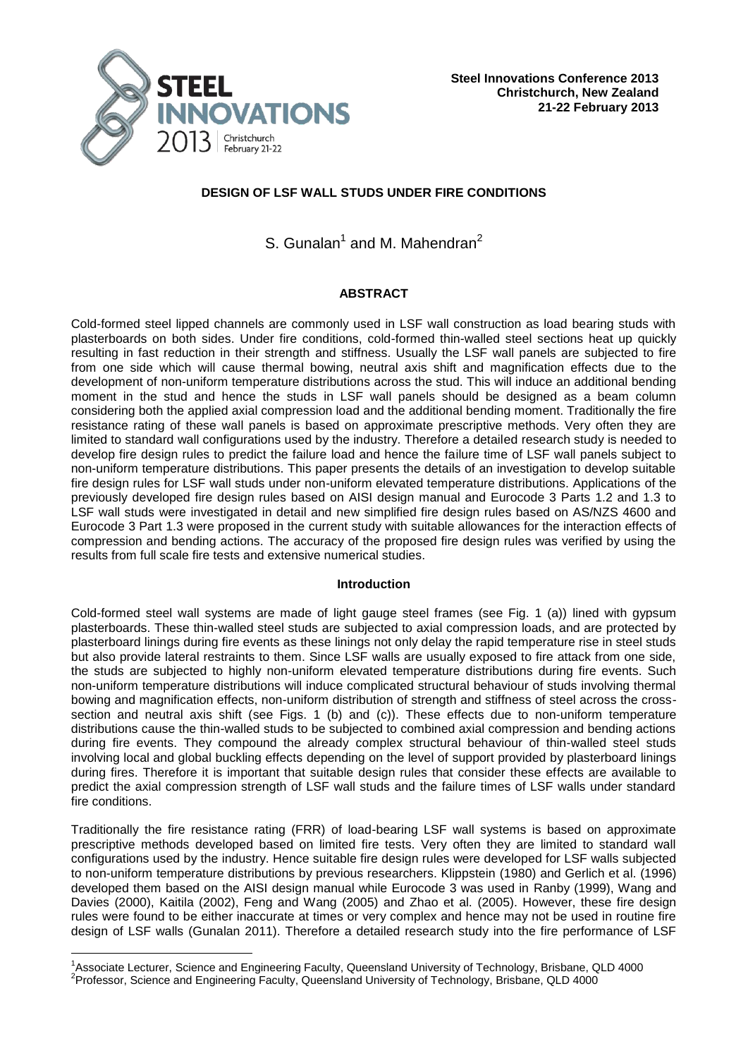**Steel Innovations Conference 2013**
**Christchurch, New Zealand**
**21-22 February 2013**

# DESIGN OF LSF WALL STUDS UNDER FIRE CONDITIONS

S. Gunalan[1] and M. Mahendran[2]

## ABSTRACT

Cold-formed steel lipped channels are commonly used in LSF wall construction as load bearing studs with plasterboards on both sides. Under fire conditions, cold-formed thin-walled steel sections heat up quickly resulting in fast reduction in their strength and stiffness. Usually the LSF wall panels are subjected to fire from one side which will cause thermal bowing, neutral axis shift and magnification effects due to the development of non-uniform temperature distributions across the stud. This will induce an additional bending moment in the stud and hence the studs in LSF wall panels should be designed as a beam column considering both the applied axial compression load and the additional bending moment. Traditionally the fire resistance rating of these wall panels is based on approximate prescriptive methods. Very often they are limited to standard wall configurations used by the industry. Therefore a detailed research study is needed to develop fire design rules to predict the failure load and hence the failure time of LSF wall panels subject to non-uniform temperature distributions. This paper presents the details of an investigation to develop suitable fire design rules for LSF wall studs under non-uniform elevated temperature distributions. Applications of the previously developed fire design rules based on AISI design manual and Eurocode 3 Parts 1.2 and 1.3 to LSF wall studs were investigated in detail and new simplified fire design rules based on AS/NZS 4600 and Eurocode 3 Part 1.3 were proposed in the current study with suitable allowances for the interaction effects of compression and bending actions. The accuracy of the proposed fire design rules was verified by using the results from full scale fire tests and extensive numerical studies.

## Introduction

Cold-formed steel wall systems are made of light gauge steel frames (see Fig. 1 (a)) lined with gypsum plasterboards. These thin-walled steel studs are subjected to axial compression loads, and are protected by plasterboard linings during fire events as these linings not only delay the rapid temperature rise in steel studs but also provide lateral restraints to them. Since LSF walls are usually exposed to fire attack from one side, the studs are subjected to highly non-uniform elevated temperature distributions during fire events. Such non-uniform temperature distributions will induce complicated structural behaviour of studs involving thermal bowing and magnification effects, non-uniform distribution of strength and stiffness of steel across the cross-section and neutral axis shift (see Figs. 1 (b) and (c)). These effects due to non-uniform temperature distributions cause the thin-walled studs to be subjected to combined axial compression and bending actions during fire events. They compound the already complex structural behaviour of thin-walled steel studs involving local and global buckling effects depending on the level of support provided by plasterboard linings during fires. Therefore it is important that suitable design rules that consider these effects are available to predict the axial compression strength of LSF wall studs and the failure times of LSF walls under standard fire conditions.

Traditionally the fire resistance rating (FRR) of load-bearing LSF wall systems is based on approximate prescriptive methods developed based on limited fire tests. Very often they are limited to standard wall configurations used by the industry. Hence suitable fire design rules were developed for LSF walls subjected to non-uniform temperature distributions by previous researchers. Klippstein (1980) and Gerlich et al. (1996) developed them based on the AISI design manual while Eurocode 3 was used in Ranby (1999), Wang and Davies (2000), Kaitila (2002), Feng and Wang (2005) and Zhao et al. (2005). However, these fire design rules were found to be either inaccurate at times or very complex and hence may not be used in routine fire design of LSF walls (Gunalan 2011). Therefore a detailed research study into the fire performance of LSF

---

[1]Associate Lecturer, Science and Engineering Faculty, Queensland University of Technology, Brisbane, QLD 4000

[2]Professor, Science and Engineering Faculty, Queensland University of Technology, Brisbane, QLD 4000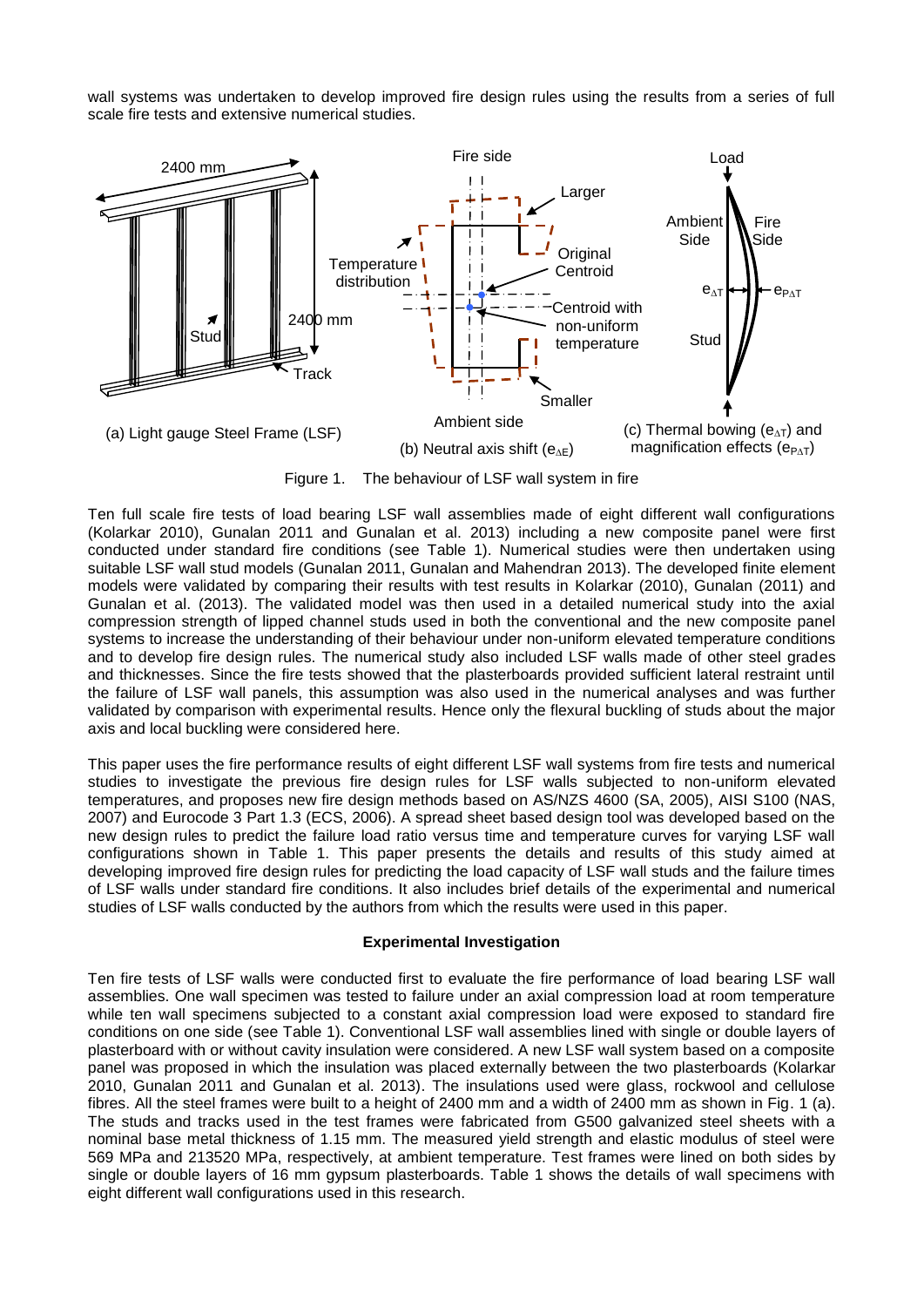wall systems was undertaken to develop improved fire design rules using the results from a series of full scale fire tests and extensive numerical studies.

Figure 1. The behaviour of LSF wall system in fire

Ten full scale fire tests of load bearing LSF wall assemblies made of eight different wall configurations (Kolarkar 2010), Gunalan 2011 and Gunalan et al. 2013) including a new composite panel were first conducted under standard fire conditions (see Table 1). Numerical studies were then undertaken using suitable LSF wall stud models (Gunalan 2011, Gunalan and Mahendran 2013). The developed finite element models were validated by comparing their results with test results in Kolarkar (2010), Gunalan (2011) and Gunalan et al. (2013). The validated model was then used in a detailed numerical study into the axial compression strength of lipped channel studs used in both the conventional and the new composite panel systems to increase the understanding of their behaviour under non-uniform elevated temperature conditions and to develop fire design rules. The numerical study also included LSF walls made of other steel grades and thicknesses. Since the fire tests showed that the plasterboards provided sufficient lateral restraint until the failure of LSF wall panels, this assumption was also used in the numerical analyses and was further validated by comparison with experimental results. Hence only the flexural buckling of studs about the major axis and local buckling were considered here.

This paper uses the fire performance results of eight different LSF wall systems from fire tests and numerical studies to investigate the previous fire design rules for LSF walls subjected to non-uniform elevated temperatures, and proposes new fire design methods based on AS/NZS 4600 (SA, 2005), AISI S100 (NAS, 2007) and Eurocode 3 Part 1.3 (ECS, 2006). A spread sheet based design tool was developed based on the new design rules to predict the failure load ratio versus time and temperature curves for varying LSF wall configurations shown in Table 1. This paper presents the details and results of this study aimed at developing improved fire design rules for predicting the load capacity of LSF wall studs and the failure times of LSF walls under standard fire conditions. It also includes brief details of the experimental and numerical studies of LSF walls conducted by the authors from which the results were used in this paper.

## Experimental Investigation

Ten fire tests of LSF walls were conducted first to evaluate the fire performance of load bearing LSF wall assemblies. One wall specimen was tested to failure under an axial compression load at room temperature while ten wall specimens subjected to a constant axial compression load were exposed to standard fire conditions on one side (see Table 1). Conventional LSF wall assemblies lined with single or double layers of plasterboard with or without cavity insulation were considered. A new LSF wall system based on a composite panel was proposed in which the insulation was placed externally between the two plasterboards (Kolarkar 2010, Gunalan 2011 and Gunalan et al. 2013). The insulations used were glass, rockwool and cellulose fibres. All the steel frames were built to a height of 2400 mm and a width of 2400 mm as shown in Fig. 1 (a). The studs and tracks used in the test frames were fabricated from G500 galvanized steel sheets with a nominal base metal thickness of 1.15 mm. The measured yield strength and elastic modulus of steel were 569 MPa and 213520 MPa, respectively, at ambient temperature. Test frames were lined on both sides by single or double layers of 16 mm gypsum plasterboards. Table 1 shows the details of wall specimens with eight different wall configurations used in this research.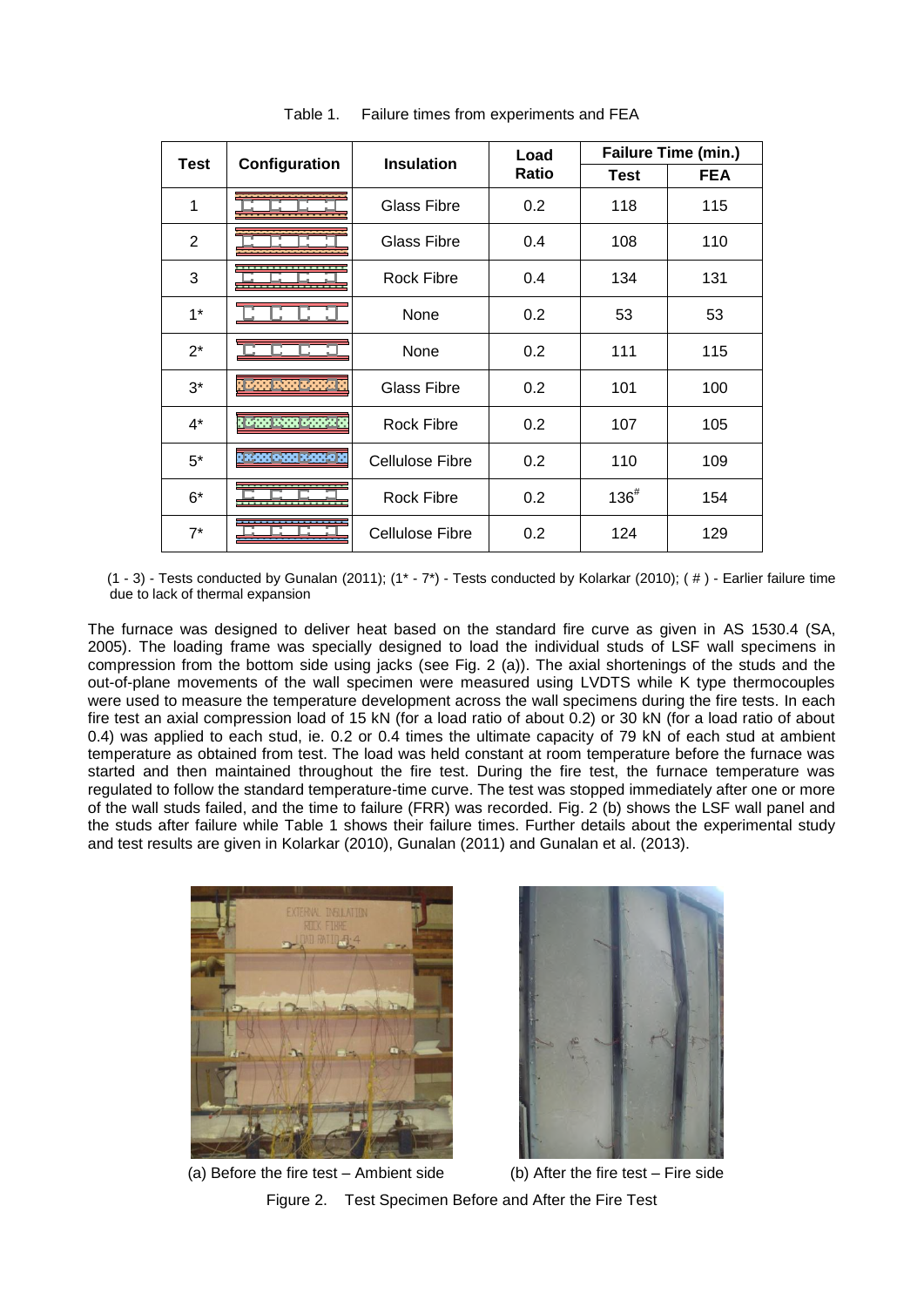Table 1. Failure times from experiments and FEA

| Test | Configuration | Insulation | Load Ratio | Failure Time (min.) | |
|---|---|---|---|---|---|
| | | | | Test | FEA |
| 1 | | Glass Fibre | 0.2 | 118 | 115 |
| 2 | | Glass Fibre | 0.4 | 108 | 110 |
| 3 | | Rock Fibre | 0.4 | 134 | 131 |
| 1* | | None | 0.2 | 53 | 53 |
| 2* | | None | 0.2 | 111 | 115 |
| 3* | | Glass Fibre | 0.2 | 101 | 100 |
| 4* | | Rock Fibre | 0.2 | 107 | 105 |
| 5* | | Cellulose Fibre | 0.2 | 110 | 109 |
| 6* | | Rock Fibre | 0.2 | 136# | 154 |
| 7* | | Cellulose Fibre | 0.2 | 124 | 129 |

(1 - 3) - Tests conducted by Gunalan (2011); (1* - 7*) - Tests conducted by Kolarkar (2010); ( # ) - Earlier failure time due to lack of thermal expansion

The furnace was designed to deliver heat based on the standard fire curve as given in AS 1530.4 (SA, 2005). The loading frame was specially designed to load the individual studs of LSF wall specimens in compression from the bottom side using jacks (see Fig. 2 (a)). The axial shortenings of the studs and the out-of-plane movements of the wall specimen were measured using LVDTS while K type thermocouples were used to measure the temperature development across the wall specimens during the fire tests. In each fire test an axial compression load of 15 kN (for a load ratio of about 0.2) or 30 kN (for a load ratio of about 0.4) was applied to each stud, ie. 0.2 or 0.4 times the ultimate capacity of 79 kN of each stud at ambient temperature as obtained from test. The load was held constant at room temperature before the furnace was started and then maintained throughout the fire test. During the fire test, the furnace temperature was regulated to follow the standard temperature-time curve. The test was stopped immediately after one or more of the wall studs failed, and the time to failure (FRR) was recorded. Fig. 2 (b) shows the LSF wall panel and the studs after failure while Table 1 shows their failure times. Further details about the experimental study and test results are given in Kolarkar (2010), Gunalan (2011) and Gunalan et al. (2013).

(a) Before the fire test – Ambient side (b) After the fire test – Fire side

Figure 2. Test Specimen Before and After the Fire Test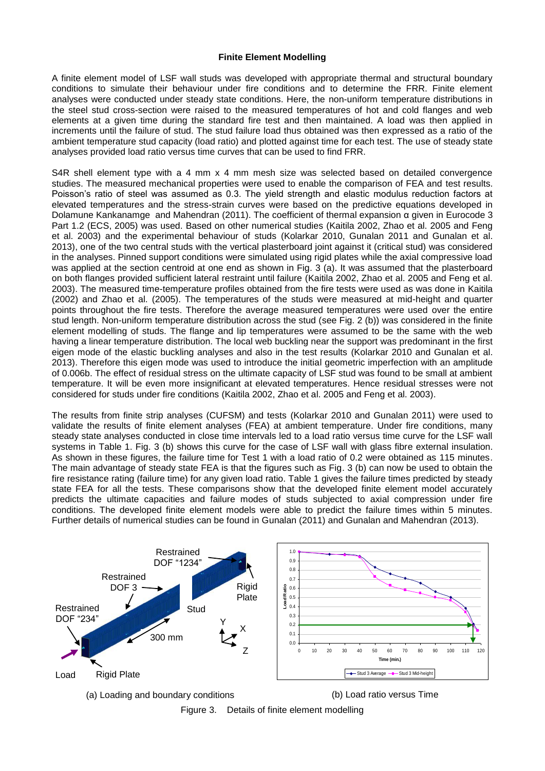**Finite Element Modelling**

A finite element model of LSF wall studs was developed with appropriate thermal and structural boundary conditions to simulate their behaviour under fire conditions and to determine the FRR. Finite element analyses were conducted under steady state conditions. Here, the non-uniform temperature distributions in the steel stud cross-section were raised to the measured temperatures of hot and cold flanges and web elements at a given time during the standard fire test and then maintained. A load was then applied in increments until the failure of stud. The stud failure load thus obtained was then expressed as a ratio of the ambient temperature stud capacity (load ratio) and plotted against time for each test. The use of steady state analyses provided load ratio versus time curves that can be used to find FRR.

S4R shell element type with a 4 mm x 4 mm mesh size was selected based on detailed convergence studies. The measured mechanical properties were used to enable the comparison of FEA and test results. Poisson's ratio of steel was assumed as 0.3. The yield strength and elastic modulus reduction factors at elevated temperatures and the stress-strain curves were based on the predictive equations developed in Dolamune Kankanamge and Mahendran (2011). The coefficient of thermal expansion α given in Eurocode 3 Part 1.2 (ECS, 2005) was used. Based on other numerical studies (Kaitila 2002, Zhao et al. 2005 and Feng et al. 2003) and the experimental behaviour of studs (Kolarkar 2010, Gunalan 2011 and Gunalan et al. 2013), one of the two central studs with the vertical plasterboard joint against it (critical stud) was considered in the analyses. Pinned support conditions were simulated using rigid plates while the axial compressive load was applied at the section centroid at one end as shown in Fig. 3 (a). It was assumed that the plasterboard on both flanges provided sufficient lateral restraint until failure (Kaitila 2002, Zhao et al. 2005 and Feng et al. 2003). The measured time-temperature profiles obtained from the fire tests were used as was done in Kaitila (2002) and Zhao et al. (2005). The temperatures of the studs were measured at mid-height and quarter points throughout the fire tests. Therefore the average measured temperatures were used over the entire stud length. Non-uniform temperature distribution across the stud (see Fig. 2 (b)) was considered in the finite element modelling of studs. The flange and lip temperatures were assumed to be the same with the web having a linear temperature distribution. The local web buckling near the support was predominant in the first eigen mode of the elastic buckling analyses and also in the test results (Kolarkar 2010 and Gunalan et al. 2013). Therefore this eigen mode was used to introduce the initial geometric imperfection with an amplitude of 0.006b. The effect of residual stress on the ultimate capacity of LSF stud was found to be small at ambient temperature. It will be even more insignificant at elevated temperatures. Hence residual stresses were not considered for studs under fire conditions (Kaitila 2002, Zhao et al. 2005 and Feng et al. 2003).

The results from finite strip analyses (CUFSM) and tests (Kolarkar 2010 and Gunalan 2011) were used to validate the results of finite element analyses (FEA) at ambient temperature. Under fire conditions, many steady state analyses conducted in close time intervals led to a load ratio versus time curve for the LSF wall systems in Table 1. Fig. 3 (b) shows this curve for the case of LSF wall with glass fibre external insulation. As shown in these figures, the failure time for Test 1 with a load ratio of 0.2 were obtained as 115 minutes. The main advantage of steady state FEA is that the figures such as Fig. 3 (b) can now be used to obtain the fire resistance rating (failure time) for any given load ratio. Table 1 gives the failure times predicted by steady state FEA for all the tests. These comparisons show that the developed finite element model accurately predicts the ultimate capacities and failure modes of studs subjected to axial compression under fire conditions. The developed finite element models were able to predict the failure times within 5 minutes. Further details of numerical studies can be found in Gunalan (2011) and Gunalan and Mahendran (2013).

(a) Loading and boundary conditions

(b) Load ratio versus Time

Figure 3. Details of finite element modelling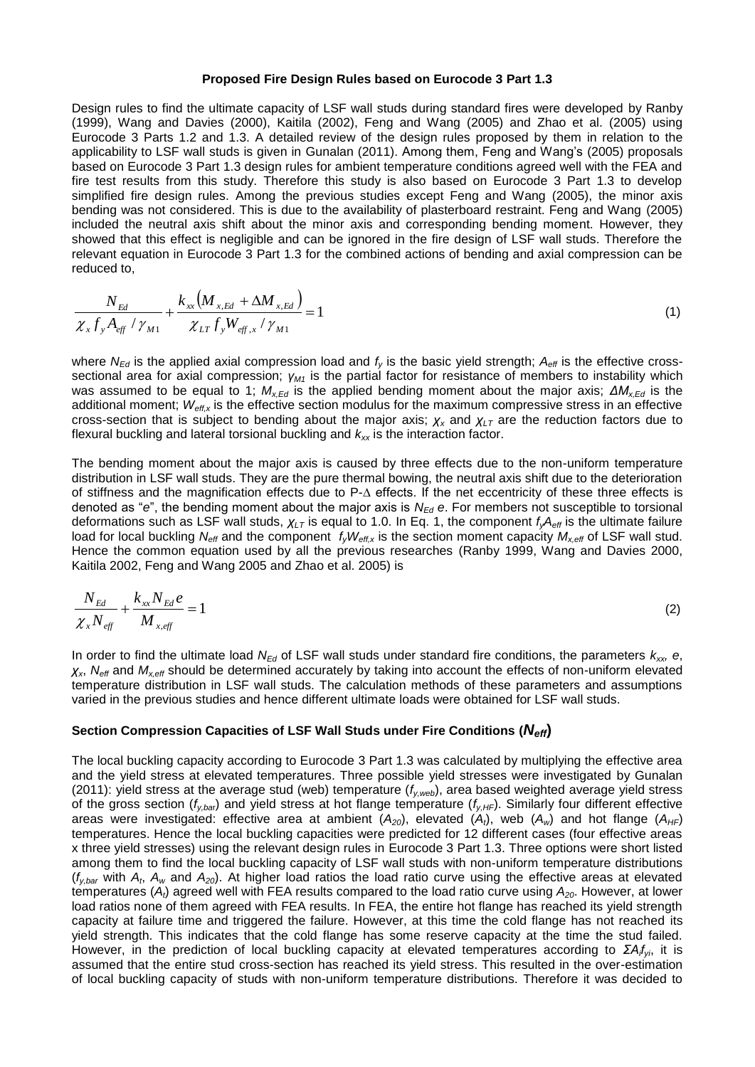**Proposed Fire Design Rules based on Eurocode 3 Part 1.3**

Design rules to find the ultimate capacity of LSF wall studs during standard fires were developed by Ranby (1999), Wang and Davies (2000), Kaitila (2002), Feng and Wang (2005) and Zhao et al. (2005) using Eurocode 3 Parts 1.2 and 1.3. A detailed review of the design rules proposed by them in relation to the applicability to LSF wall studs is given in Gunalan (2011). Among them, Feng and Wang's (2005) proposals based on Eurocode 3 Part 1.3 design rules for ambient temperature conditions agreed well with the FEA and fire test results from this study. Therefore this study is also based on Eurocode 3 Part 1.3 to develop simplified fire design rules. Among the previous studies except Feng and Wang (2005), the minor axis bending was not considered. This is due to the availability of plasterboard restraint. Feng and Wang (2005) included the neutral axis shift about the minor axis and corresponding bending moment. However, they showed that this effect is negligible and can be ignored in the fire design of LSF wall studs. Therefore the relevant equation in Eurocode 3 Part 1.3 for the combined actions of bending and axial compression can be reduced to,

$$\frac{N_{Ed}}{\chi_x f_y A_{eff} / \gamma_{M1}} + \frac{k_{xx}\left(M_{x,Ed} + \Delta M_{x,Ed}\right)}{\chi_{LT} f_y W_{eff,x} / \gamma_{M1}} = 1 \tag{1}$$

where $N_{Ed}$ is the applied axial compression load and $f_y$ is the basic yield strength; $A_{eff}$ is the effective cross-sectional area for axial compression; $\gamma_{M1}$ is the partial factor for resistance of members to instability which was assumed to be equal to 1; $M_{x,Ed}$ is the applied bending moment about the major axis; $\Delta M_{x,Ed}$ is the additional moment; $W_{eff,x}$ is the effective section modulus for the maximum compressive stress in an effective cross-section that is subject to bending about the major axis; $\chi_x$ and $\chi_{LT}$ are the reduction factors due to flexural buckling and lateral torsional buckling and $k_{xx}$ is the interaction factor.

The bending moment about the major axis is caused by three effects due to the non-uniform temperature distribution in LSF wall studs. They are the pure thermal bowing, the neutral axis shift due to the deterioration of stiffness and the magnification effects due to P-Δ effects. If the net eccentricity of these three effects is denoted as "$e$", the bending moment about the major axis is $N_{Ed}\, e$. For members not susceptible to torsional deformations such as LSF wall studs, $\chi_{LT}$ is equal to 1.0. In Eq. 1, the component $f_y A_{eff}$ is the ultimate failure load for local buckling $N_{eff}$ and the component $f_y W_{eff,x}$ is the section moment capacity $M_{x,eff}$ of LSF wall stud. Hence the common equation used by all the previous researches (Ranby 1999, Wang and Davies 2000, Kaitila 2002, Feng and Wang 2005 and Zhao et al. 2005) is

$$\frac{N_{Ed}}{\chi_x N_{eff}} + \frac{k_{xx} N_{Ed}\, e}{M_{x,eff}} = 1 \tag{2}$$

In order to find the ultimate load $N_{Ed}$ of LSF wall studs under standard fire conditions, the parameters $k_{xx}$, $e$, $\chi_x$, $N_{eff}$ and $M_{x,eff}$ should be determined accurately by taking into account the effects of non-uniform elevated temperature distribution in LSF wall studs. The calculation methods of these parameters and assumptions varied in the previous studies and hence different ultimate loads were obtained for LSF wall studs.

**Section Compression Capacities of LSF Wall Studs under Fire Conditions ($N_{eff}$)**

The local buckling capacity according to Eurocode 3 Part 1.3 was calculated by multiplying the effective area and the yield stress at elevated temperatures. Three possible yield stresses were investigated by Gunalan (2011): yield stress at the average stud (web) temperature ($f_{y,web}$), area based weighted average yield stress of the gross section ($f_{y,bar}$) and yield stress at hot flange temperature ($f_{y,HF}$). Similarly four different effective areas were investigated: effective area at ambient ($A_{20}$), elevated ($A_t$), web ($A_w$) and hot flange ($A_{HF}$) temperatures. Hence the local buckling capacities were predicted for 12 different cases (four effective areas x three yield stresses) using the relevant design rules in Eurocode 3 Part 1.3. Three options were short listed among them to find the local buckling capacity of LSF wall studs with non-uniform temperature distributions ($f_{y,bar}$ with $A_t$, $A_w$ and $A_{20}$). At higher load ratios the load ratio curve using the effective areas at elevated temperatures ($A_t$) agreed well with FEA results compared to the load ratio curve using $A_{20}$. However, at lower load ratios none of them agreed with FEA results. In FEA, the entire hot flange has reached its yield strength capacity at failure time and triggered the failure. However, at this time the cold flange has not reached its yield strength. This indicates that the cold flange has some reserve capacity at the time the stud failed. However, in the prediction of local buckling capacity at elevated temperatures according to $\Sigma A_i f_{yi}$, it is assumed that the entire stud cross-section has reached its yield stress. This resulted in the over-estimation of local buckling capacity of studs with non-uniform temperature distributions. Therefore it was decided to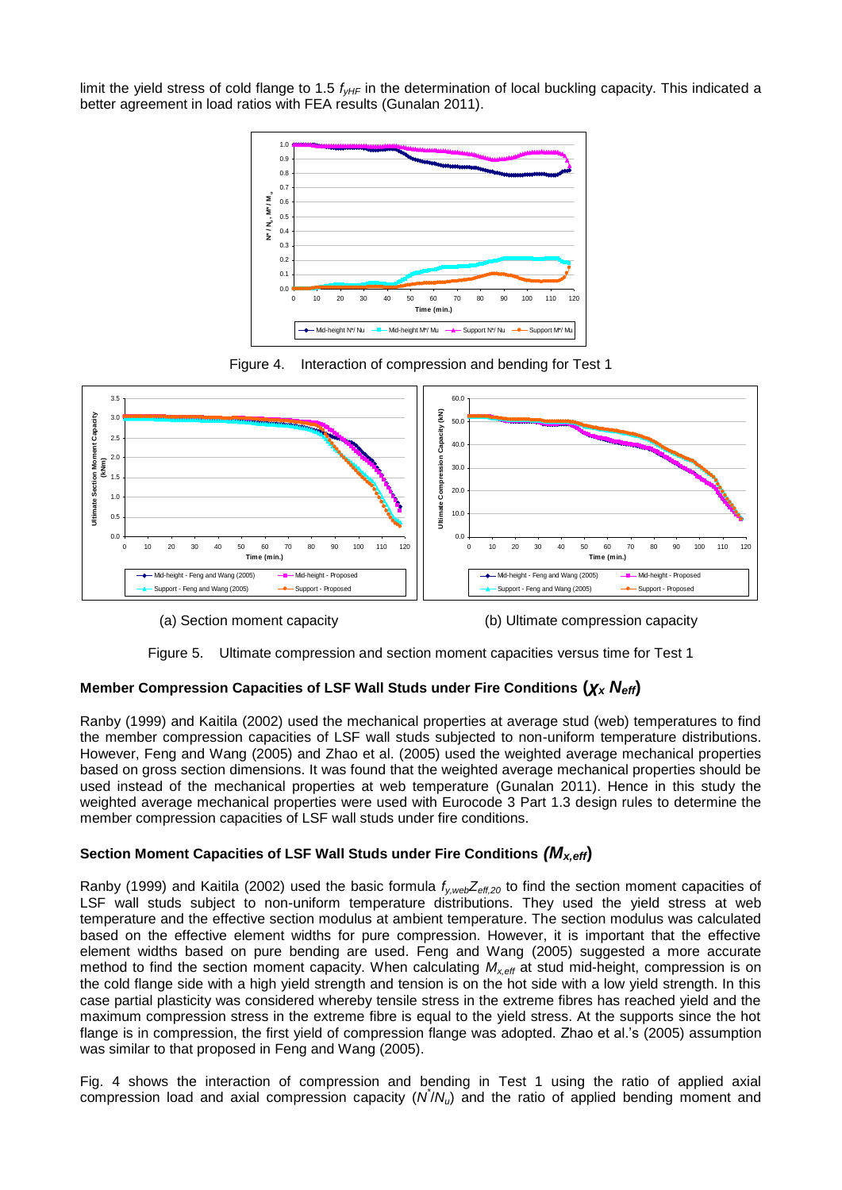limit the yield stress of cold flange to 1.5 $f_{yHF}$ in the determination of local buckling capacity. This indicated a better agreement in load ratios with FEA results (Gunalan 2011).

Figure 4. Interaction of compression and bending for Test 1

(a) Section moment capacity

(b) Ultimate compression capacity

Figure 5. Ultimate compression and section moment capacities versus time for Test 1

### Member Compression Capacities of LSF Wall Studs under Fire Conditions ($\chi_x N_{eff}$)

Ranby (1999) and Kaitila (2002) used the mechanical properties at average stud (web) temperatures to find the member compression capacities of LSF wall studs subjected to non-uniform temperature distributions. However, Feng and Wang (2005) and Zhao et al. (2005) used the weighted average mechanical properties based on gross section dimensions. It was found that the weighted average mechanical properties should be used instead of the mechanical properties at web temperature (Gunalan 2011). Hence in this study the weighted average mechanical properties were used with Eurocode 3 Part 1.3 design rules to determine the member compression capacities of LSF wall studs under fire conditions.

### Section Moment Capacities of LSF Wall Studs under Fire Conditions ($M_{x,eff}$)

Ranby (1999) and Kaitila (2002) used the basic formula $f_{y,web}Z_{eff,20}$ to find the section moment capacities of LSF wall studs subject to non-uniform temperature distributions. They used the yield stress at web temperature and the effective section modulus at ambient temperature. The section modulus was calculated based on the effective element widths for pure compression. However, it is important that the effective element widths based on pure bending are used. Feng and Wang (2005) suggested a more accurate method to find the section moment capacity. When calculating $M_{x,eff}$ at stud mid-height, compression is on the cold flange side with a high yield strength and tension is on the hot side with a low yield strength. In this case partial plasticity was considered whereby tensile stress in the extreme fibres has reached yield and the maximum compression stress in the extreme fibre is equal to the yield stress. At the supports since the hot flange is in compression, the first yield of compression flange was adopted. Zhao et al.'s (2005) assumption was similar to that proposed in Feng and Wang (2005).

Fig. 4 shows the interaction of compression and bending in Test 1 using the ratio of applied axial compression load and axial compression capacity ($N^*/N_u$) and the ratio of applied bending moment and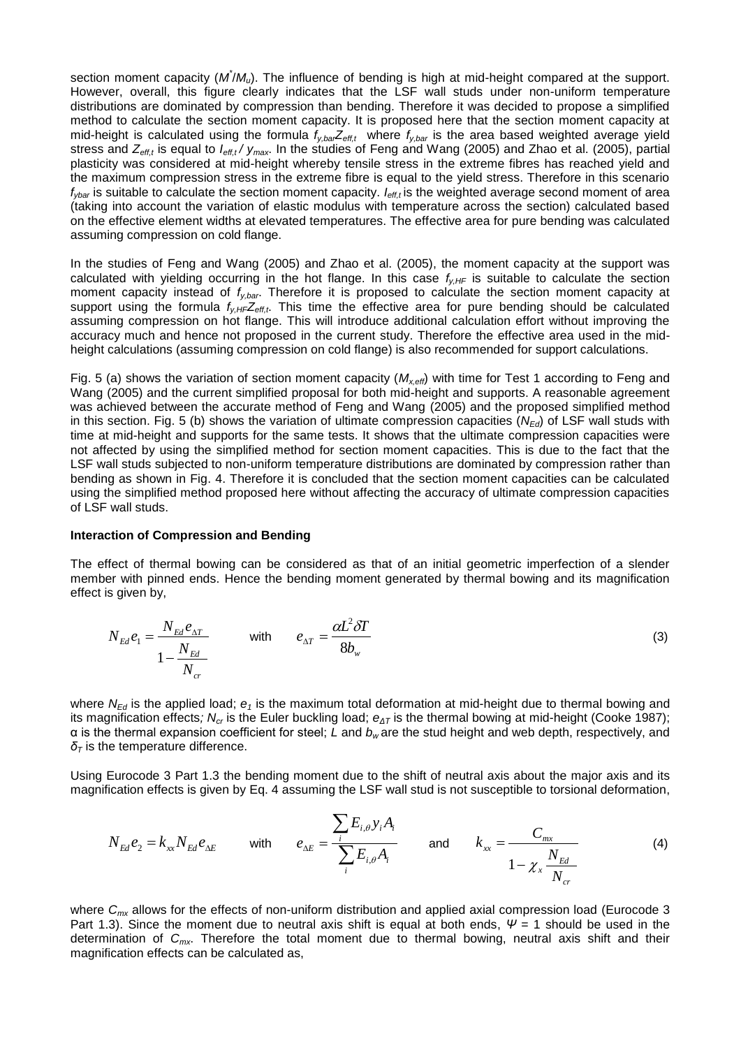section moment capacity ($M^*/M_u$). The influence of bending is high at mid-height compared at the support. However, overall, this figure clearly indicates that the LSF wall studs under non-uniform temperature distributions are dominated by compression than bending. Therefore it was decided to propose a simplified method to calculate the section moment capacity. It is proposed here that the section moment capacity at mid-height is calculated using the formula $f_{y,bar}Z_{eff,t}$ where $f_{y,bar}$ is the area based weighted average yield stress and $Z_{eff,t}$ is equal to $I_{eff,t} / y_{max}$. In the studies of Feng and Wang (2005) and Zhao et al. (2005), partial plasticity was considered at mid-height whereby tensile stress in the extreme fibres has reached yield and the maximum compression stress in the extreme fibre is equal to the yield stress. Therefore in this scenario $f_{ybar}$ is suitable to calculate the section moment capacity. $I_{eff,t}$ is the weighted average second moment of area (taking into account the variation of elastic modulus with temperature across the section) calculated based on the effective element widths at elevated temperatures. The effective area for pure bending was calculated assuming compression on cold flange.

In the studies of Feng and Wang (2005) and Zhao et al. (2005), the moment capacity at the support was calculated with yielding occurring in the hot flange. In this case $f_{y,HF}$ is suitable to calculate the section moment capacity instead of $f_{y,bar}$. Therefore it is proposed to calculate the section moment capacity at support using the formula $f_{y,HF}Z_{eff,t}$. This time the effective area for pure bending should be calculated assuming compression on hot flange. This will introduce additional calculation effort without improving the accuracy much and hence not proposed in the current study. Therefore the effective area used in the mid-height calculations (assuming compression on cold flange) is also recommended for support calculations.

Fig. 5 (a) shows the variation of section moment capacity ($M_{x,eff}$) with time for Test 1 according to Feng and Wang (2005) and the current simplified proposal for both mid-height and supports. A reasonable agreement was achieved between the accurate method of Feng and Wang (2005) and the proposed simplified method in this section. Fig. 5 (b) shows the variation of ultimate compression capacities ($N_{Ed}$) of LSF wall studs with time at mid-height and supports for the same tests. It shows that the ultimate compression capacities were not affected by using the simplified method for section moment capacities. This is due to the fact that the LSF wall studs subjected to non-uniform temperature distributions are dominated by compression rather than bending as shown in Fig. 4. Therefore it is concluded that the section moment capacities can be calculated using the simplified method proposed here without affecting the accuracy of ultimate compression capacities of LSF wall studs.

**Interaction of Compression and Bending**

The effect of thermal bowing can be considered as that of an initial geometric imperfection of a slender member with pinned ends. Hence the bending moment generated by thermal bowing and its magnification effect is given by,

$$N_{Ed}e_1 = \frac{N_{Ed}e_{\Delta T}}{1 - \frac{N_{Ed}}{N_{cr}}} \qquad \text{with} \qquad e_{\Delta T} = \frac{\alpha L^2 \delta T}{8 b_w} \tag{3}$$

where $N_{Ed}$ is the applied load; $e_1$ is the maximum total deformation at mid-height due to thermal bowing and its magnification effects; $N_{cr}$ is the Euler buckling load; $e_{\Delta T}$ is the thermal bowing at mid-height (Cooke 1987); α is the thermal expansion coefficient for steel; $L$ and $b_w$ are the stud height and web depth, respectively, and $\delta_T$ is the temperature difference.

Using Eurocode 3 Part 1.3 the bending moment due to the shift of neutral axis about the major axis and its magnification effects is given by Eq. 4 assuming the LSF wall stud is not susceptible to torsional deformation,

$$N_{Ed}e_2 = k_{xx}N_{Ed}e_{\Delta E} \qquad \text{with} \qquad e_{\Delta E} = \frac{\sum_i E_{i,\theta} y_i A_i}{\sum_i E_{i,\theta} A_i} \qquad \text{and} \qquad k_{xx} = \frac{C_{mx}}{1 - \chi_x \frac{N_{Ed}}{N_{cr}}} \tag{4}$$

where $C_{mx}$ allows for the effects of non-uniform distribution and applied axial compression load (Eurocode 3 Part 1.3). Since the moment due to neutral axis shift is equal at both ends, $\Psi = 1$ should be used in the determination of $C_{mx}$. Therefore the total moment due to thermal bowing, neutral axis shift and their magnification effects can be calculated as,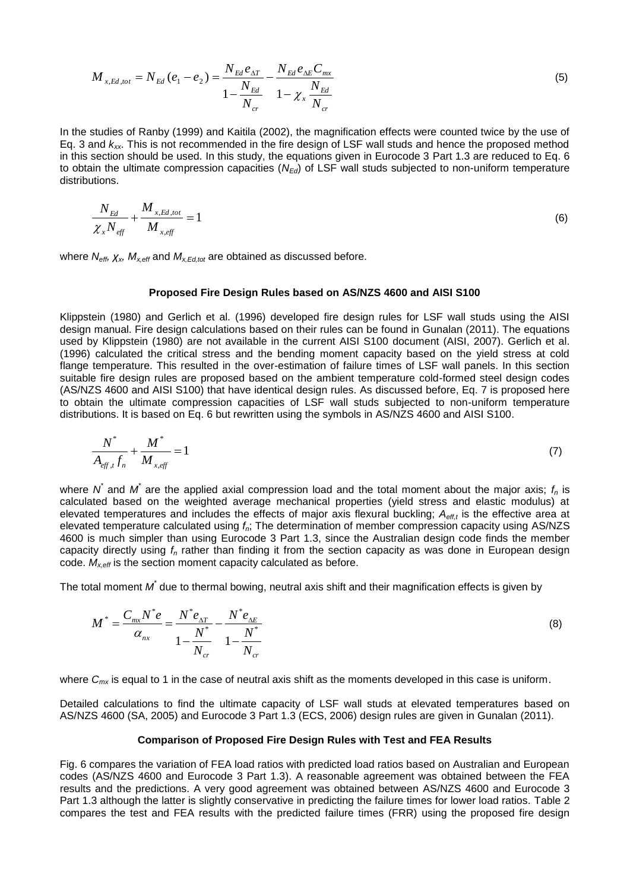$$M_{x,Ed,tot} = N_{Ed}(e_1 - e_2) = \frac{N_{Ed}e_{\Delta T}}{1 - \dfrac{N_{Ed}}{N_{cr}}} - \frac{N_{Ed}e_{\Delta E}C_{mx}}{1 - \chi_x \dfrac{N_{Ed}}{N_{cr}}} \tag{5}$$

In the studies of Ranby (1999) and Kaitila (2002), the magnification effects were counted twice by the use of Eq. 3 and $k_{xx}$. This is not recommended in the fire design of LSF wall studs and hence the proposed method in this section should be used. In this study, the equations given in Eurocode 3 Part 1.3 are reduced to Eq. 6 to obtain the ultimate compression capacities ($N_{Ed}$) of LSF wall studs subjected to non-uniform temperature distributions.

$$\frac{N_{Ed}}{\chi_x N_{eff}} + \frac{M_{x,Ed,tot}}{M_{x,eff}} = 1 \tag{6}$$

where $N_{eff}$, $\chi_x$, $M_{x,eff}$ and $M_{x,Ed,tot}$ are obtained as discussed before.

### Proposed Fire Design Rules based on AS/NZS 4600 and AISI S100

Klippstein (1980) and Gerlich et al. (1996) developed fire design rules for LSF wall studs using the AISI design manual. Fire design calculations based on their rules can be found in Gunalan (2011). The equations used by Klippstein (1980) are not available in the current AISI S100 document (AISI, 2007). Gerlich et al. (1996) calculated the critical stress and the bending moment capacity based on the yield stress at cold flange temperature. This resulted in the over-estimation of failure times of LSF wall panels. In this section suitable fire design rules are proposed based on the ambient temperature cold-formed steel design codes (AS/NZS 4600 and AISI S100) that have identical design rules. As discussed before, Eq. 7 is proposed here to obtain the ultimate compression capacities of LSF wall studs subjected to non-uniform temperature distributions. It is based on Eq. 6 but rewritten using the symbols in AS/NZS 4600 and AISI S100.

$$\frac{N^*}{A_{eff,t}f_n} + \frac{M^*}{M_{x,eff}} = 1 \tag{7}$$

where $N^*$ and $M^*$ are the applied axial compression load and the total moment about the major axis; $f_n$ is calculated based on the weighted average mechanical properties (yield stress and elastic modulus) at elevated temperatures and includes the effects of major axis flexural buckling; $A_{eff,t}$ is the effective area at elevated temperature calculated using $f_n$; The determination of member compression capacity using AS/NZS 4600 is much simpler than using Eurocode 3 Part 1.3, since the Australian design code finds the member capacity directly using $f_n$ rather than finding it from the section capacity as was done in European design code. $M_{x,eff}$ is the section moment capacity calculated as before.

The total moment $M^*$ due to thermal bowing, neutral axis shift and their magnification effects is given by

$$M^* = \frac{C_{mx}N^*e}{\alpha_{nx}} = \frac{N^*e_{\Delta T}}{1 - \dfrac{N^*}{N_{cr}}} - \frac{N^*e_{\Delta E}}{1 - \dfrac{N^*}{N_{cr}}} \tag{8}$$

where $C_{mx}$ is equal to 1 in the case of neutral axis shift as the moments developed in this case is uniform.

Detailed calculations to find the ultimate capacity of LSF wall studs at elevated temperatures based on AS/NZS 4600 (SA, 2005) and Eurocode 3 Part 1.3 (ECS, 2006) design rules are given in Gunalan (2011).

### Comparison of Proposed Fire Design Rules with Test and FEA Results

Fig. 6 compares the variation of FEA load ratios with predicted load ratios based on Australian and European codes (AS/NZS 4600 and Eurocode 3 Part 1.3). A reasonable agreement was obtained between the FEA results and the predictions. A very good agreement was obtained between AS/NZS 4600 and Eurocode 3 Part 1.3 although the latter is slightly conservative in predicting the failure times for lower load ratios. Table 2 compares the test and FEA results with the predicted failure times (FRR) using the proposed fire design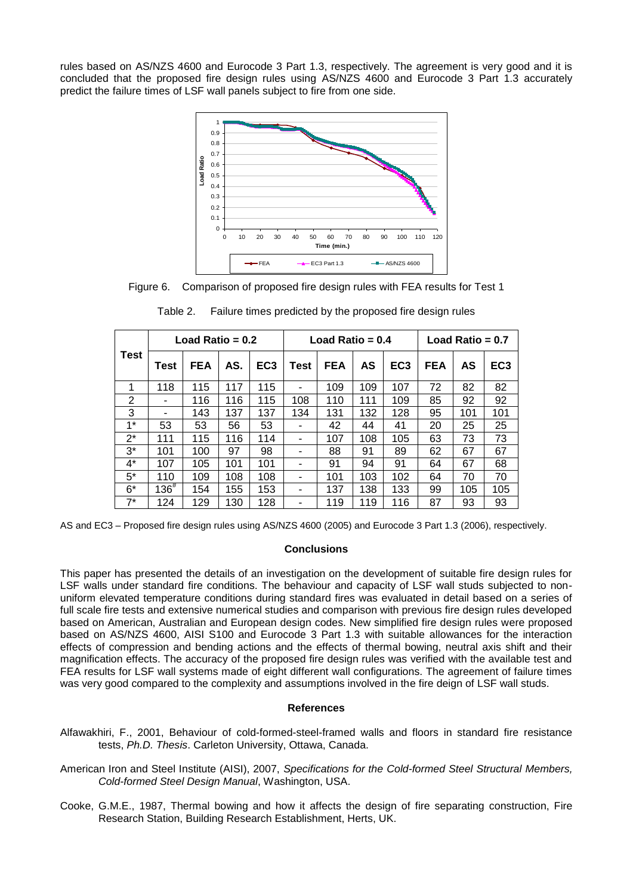rules based on AS/NZS 4600 and Eurocode 3 Part 1.3, respectively. The agreement is very good and it is concluded that the proposed fire design rules using AS/NZS 4600 and Eurocode 3 Part 1.3 accurately predict the failure times of LSF wall panels subject to fire from one side.

Figure 6. Comparison of proposed fire design rules with FEA results for Test 1

Table 2. Failure times predicted by the proposed fire design rules

| Test | Load Ratio = 0.2 | | | | Load Ratio = 0.4 | | | | Load Ratio = 0.7 | | |
|---|---|---|---|---|---|---|---|---|---|---|---|
| | Test | FEA | AS. | EC3 | Test | FEA | AS | EC3 | FEA | AS | EC3 |
| 1 | 118 | 115 | 117 | 115 | - | 109 | 109 | 107 | 72 | 82 | 82 |
| 2 | - | 116 | 116 | 115 | 108 | 110 | 111 | 109 | 85 | 92 | 92 |
| 3 | - | 143 | 137 | 137 | 134 | 131 | 132 | 128 | 95 | 101 | 101 |
| 1* | 53 | 53 | 56 | 53 | - | 42 | 44 | 41 | 20 | 25 | 25 |
| 2* | 111 | 115 | 116 | 114 | - | 107 | 108 | 105 | 63 | 73 | 73 |
| 3* | 101 | 100 | 97 | 98 | - | 88 | 91 | 89 | 62 | 67 | 67 |
| 4* | 107 | 105 | 101 | 101 | - | 91 | 94 | 91 | 64 | 67 | 68 |
| 5* | 110 | 109 | 108 | 108 | - | 101 | 103 | 102 | 64 | 70 | 70 |
| 6* | 136[#] | 154 | 155 | 153 | - | 137 | 138 | 133 | 99 | 105 | 105 |
| 7* | 124 | 129 | 130 | 128 | - | 119 | 119 | 116 | 87 | 93 | 93 |

AS and EC3 – Proposed fire design rules using AS/NZS 4600 (2005) and Eurocode 3 Part 1.3 (2006), respectively.

## Conclusions

This paper has presented the details of an investigation on the development of suitable fire design rules for LSF walls under standard fire conditions. The behaviour and capacity of LSF wall studs subjected to non-uniform elevated temperature conditions during standard fires was evaluated in detail based on a series of full scale fire tests and extensive numerical studies and comparison with previous fire design rules developed based on American, Australian and European design codes. New simplified fire design rules were proposed based on AS/NZS 4600, AISI S100 and Eurocode 3 Part 1.3 with suitable allowances for the interaction effects of compression and bending actions and the effects of thermal bowing, neutral axis shift and their magnification effects. The accuracy of the proposed fire design rules was verified with the available test and FEA results for LSF wall systems made of eight different wall configurations. The agreement of failure times was very good compared to the complexity and assumptions involved in the fire deign of LSF wall studs.

## References

Alfawakhiri, F., 2001, Behaviour of cold-formed-steel-framed walls and floors in standard fire resistance tests, *Ph.D. Thesis*. Carleton University, Ottawa, Canada.

American Iron and Steel Institute (AISI), 2007, *Specifications for the Cold-formed Steel Structural Members, Cold-formed Steel Design Manual*, Washington, USA.

Cooke, G.M.E., 1987, Thermal bowing and how it affects the design of fire separating construction, Fire Research Station, Building Research Establishment, Herts, UK.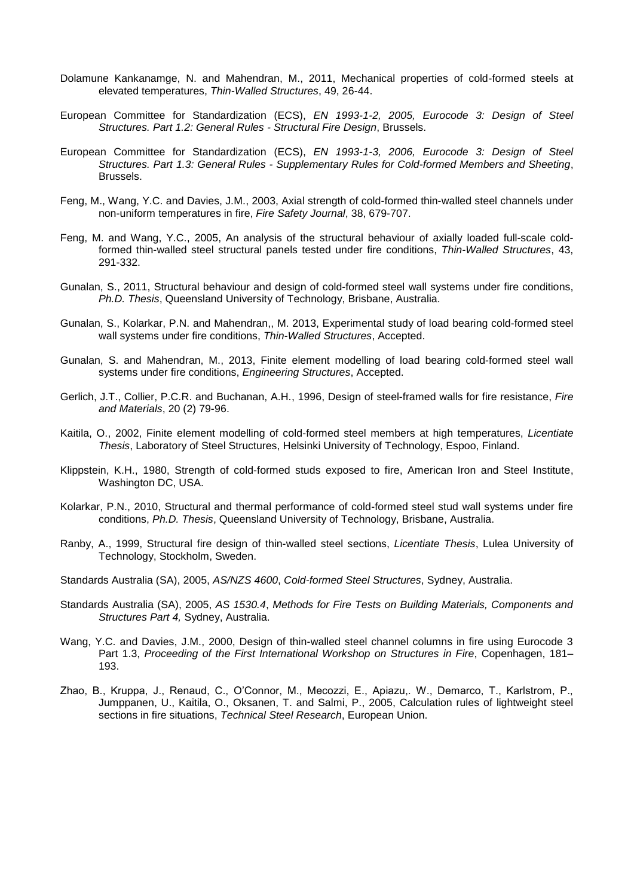Dolamune Kankanamge, N. and Mahendran, M., 2011, Mechanical properties of cold-formed steels at elevated temperatures, *Thin-Walled Structures*, 49, 26-44.

European Committee for Standardization (ECS), *EN 1993-1-2, 2005, Eurocode 3: Design of Steel Structures. Part 1.2: General Rules - Structural Fire Design*, Brussels.

European Committee for Standardization (ECS), *EN 1993-1-3, 2006, Eurocode 3: Design of Steel Structures. Part 1.3: General Rules - Supplementary Rules for Cold-formed Members and Sheeting*, Brussels.

Feng, M., Wang, Y.C. and Davies, J.M., 2003, Axial strength of cold-formed thin-walled steel channels under non-uniform temperatures in fire, *Fire Safety Journal*, 38, 679-707.

Feng, M. and Wang, Y.C., 2005, An analysis of the structural behaviour of axially loaded full-scale cold-formed thin-walled steel structural panels tested under fire conditions, *Thin-Walled Structures*, 43, 291-332.

Gunalan, S., 2011, Structural behaviour and design of cold-formed steel wall systems under fire conditions, *Ph.D. Thesis*, Queensland University of Technology, Brisbane, Australia.

Gunalan, S., Kolarkar, P.N. and Mahendran,, M. 2013, Experimental study of load bearing cold-formed steel wall systems under fire conditions, *Thin-Walled Structures*, Accepted.

Gunalan, S. and Mahendran, M., 2013, Finite element modelling of load bearing cold-formed steel wall systems under fire conditions, *Engineering Structures*, Accepted.

Gerlich, J.T., Collier, P.C.R. and Buchanan, A.H., 1996, Design of steel-framed walls for fire resistance, *Fire and Materials*, 20 (2) 79-96.

Kaitila, O., 2002, Finite element modelling of cold-formed steel members at high temperatures, *Licentiate Thesis*, Laboratory of Steel Structures, Helsinki University of Technology, Espoo, Finland.

Klippstein, K.H., 1980, Strength of cold-formed studs exposed to fire, American Iron and Steel Institute, Washington DC, USA.

Kolarkar, P.N., 2010, Structural and thermal performance of cold-formed steel stud wall systems under fire conditions, *Ph.D. Thesis*, Queensland University of Technology, Brisbane, Australia.

Ranby, A., 1999, Structural fire design of thin-walled steel sections, *Licentiate Thesis*, Lulea University of Technology, Stockholm, Sweden.

Standards Australia (SA), 2005, *AS/NZS 4600*, *Cold-formed Steel Structures*, Sydney, Australia.

Standards Australia (SA), 2005, *AS 1530.4*, *Methods for Fire Tests on Building Materials, Components and Structures Part 4,* Sydney, Australia.

Wang, Y.C. and Davies, J.M., 2000, Design of thin-walled steel channel columns in fire using Eurocode 3 Part 1.3, *Proceeding of the First International Workshop on Structures in Fire*, Copenhagen, 181–193.

Zhao, B., Kruppa, J., Renaud, C., O'Connor, M., Mecozzi, E., Apiazu,. W., Demarco, T., Karlstrom, P., Jumppanen, U., Kaitila, O., Oksanen, T. and Salmi, P., 2005, Calculation rules of lightweight steel sections in fire situations, *Technical Steel Research*, European Union.